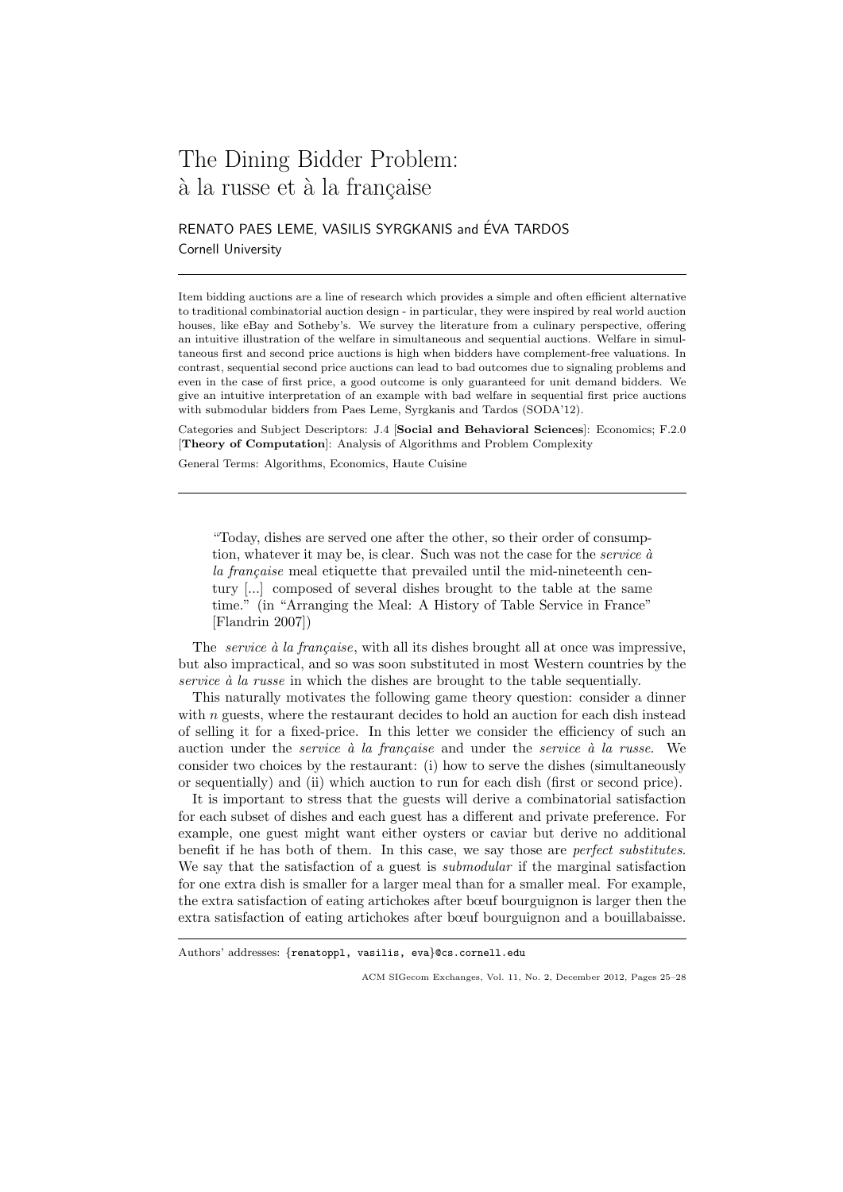# The Dining Bidder Problem: à la russe et à la française

RENATO PAES LEME, VASILIS SYRGKANIS and ÉVA TARDOS

Cornell University

---

Item bidding auctions are a line of research which provides a simple and often efficient alternative to traditional combinatorial auction design - in particular, they were inspired by real world auction houses, like eBay and Sotheby's. We survey the literature from a culinary perspective, offering an intuitive illustration of the welfare in simultaneous and sequential auctions. Welfare in simultaneous first and second price auctions is high when bidders have complement-free valuations. In contrast, sequential second price auctions can lead to bad outcomes due to signaling problems and even in the case of first price, a good outcome is only guaranteed for unit demand bidders. We give an intuitive interpretation of an example with bad welfare in sequential first price auctions with submodular bidders from Paes Leme, Syrgkanis and Tardos (SODA'12).

Categories and Subject Descriptors: J.4 [**Social and Behavioral Sciences**]: Economics; F.2.0 [**Theory of Computation**]: Analysis of Algorithms and Problem Complexity

General Terms: Algorithms, Economics, Haute Cuisine

---

> "Today, dishes are served one after the other, so their order of consumption, whatever it may be, is clear. Such was not the case for the *service à la française* meal etiquette that prevailed until the mid-nineteenth century [...] composed of several dishes brought to the table at the same time." (in "Arranging the Meal: A History of Table Service in France" [Flandrin 2007])

The *service à la française*, with all its dishes brought all at once was impressive, but also impractical, and so was soon substituted in most Western countries by the *service à la russe* in which the dishes are brought to the table sequentially.

This naturally motivates the following game theory question: consider a dinner with $n$ guests, where the restaurant decides to hold an auction for each dish instead of selling it for a fixed-price. In this letter we consider the efficiency of such an auction under the *service à la française* and under the *service à la russe*. We consider two choices by the restaurant: (i) how to serve the dishes (simultaneously or sequentially) and (ii) which auction to run for each dish (first or second price).

It is important to stress that the guests will derive a combinatorial satisfaction for each subset of dishes and each guest has a different and private preference. For example, one guest might want either oysters or caviar but derive no additional benefit if he has both of them. In this case, we say those are *perfect substitutes*. We say that the satisfaction of a guest is *submodular* if the marginal satisfaction for one extra dish is smaller for a larger meal than for a smaller meal. For example, the extra satisfaction of eating artichokes after bœuf bourguignon is larger then the extra satisfaction of eating artichokes after bœuf bourguignon and a bouillabaisse.

---

Authors' addresses: {renatoppl, vasilis, eva}@cs.cornell.edu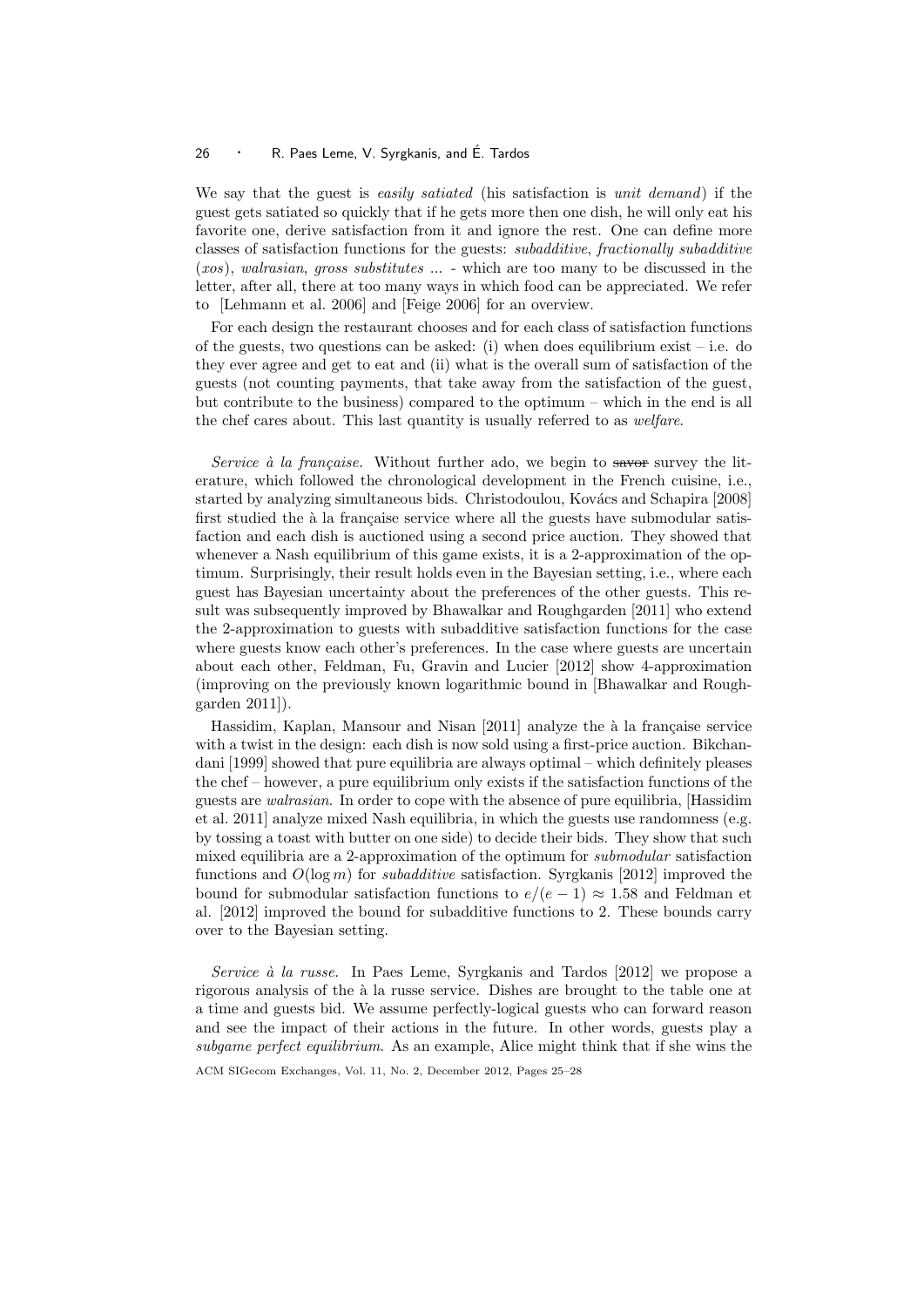We say that the guest is *easily satiated* (his satisfaction is *unit demand*) if the guest gets satiated so quickly that if he gets more then one dish, he will only eat his favorite one, derive satisfaction from it and ignore the rest. One can define more classes of satisfaction functions for the guests: *subadditive*, *fractionally subadditive* (*xos*), *walrasian*, *gross substitutes* ... - which are too many to be discussed in the letter, after all, there at too many ways in which food can be appreciated. We refer to [Lehmann et al. 2006] and [Feige 2006] for an overview.

For each design the restaurant chooses and for each class of satisfaction functions of the guests, two questions can be asked: (i) when does equilibrium exist – i.e. do they ever agree and get to eat and (ii) what is the overall sum of satisfaction of the guests (not counting payments, that take away from the satisfaction of the guest, but contribute to the business) compared to the optimum – which in the end is all the chef cares about. This last quantity is usually referred to as *welfare*.

*Service à la française.* Without further ado, we begin to ~~savor~~ survey the literature, which followed the chronological development in the French cuisine, i.e., started by analyzing simultaneous bids. Christodoulou, Kovács and Schapira [2008] first studied the à la française service where all the guests have submodular satisfaction and each dish is auctioned using a second price auction. They showed that whenever a Nash equilibrium of this game exists, it is a 2-approximation of the optimum. Surprisingly, their result holds even in the Bayesian setting, i.e., where each guest has Bayesian uncertainty about the preferences of the other guests. This result was subsequently improved by Bhawalkar and Roughgarden [2011] who extend the 2-approximation to guests with subadditive satisfaction functions for the case where guests know each other's preferences. In the case where guests are uncertain about each other, Feldman, Fu, Gravin and Lucier [2012] show 4-approximation (improving on the previously known logarithmic bound in [Bhawalkar and Roughgarden 2011]).

Hassidim, Kaplan, Mansour and Nisan [2011] analyze the à la française service with a twist in the design: each dish is now sold using a first-price auction. Bikchandani [1999] showed that pure equilibria are always optimal – which definitely pleases the chef – however, a pure equilibrium only exists if the satisfaction functions of the guests are *walrasian*. In order to cope with the absence of pure equilibria, [Hassidim et al. 2011] analyze mixed Nash equilibria, in which the guests use randomness (e.g. by tossing a toast with butter on one side) to decide their bids. They show that such mixed equilibria are a 2-approximation of the optimum for *submodular* satisfaction functions and $O(\log m)$ for *subadditive* satisfaction. Syrgkanis [2012] improved the bound for submodular satisfaction functions to $e/(e-1) \approx 1.58$ and Feldman et al. [2012] improved the bound for subadditive functions to 2. These bounds carry over to the Bayesian setting.

*Service à la russe.* In Paes Leme, Syrgkanis and Tardos [2012] we propose a rigorous analysis of the à la russe service. Dishes are brought to the table one at a time and guests bid. We assume perfectly-logical guests who can forward reason and see the impact of their actions in the future. In other words, guests play a *subgame perfect equilibrium*. As an example, Alice might think that if she wins the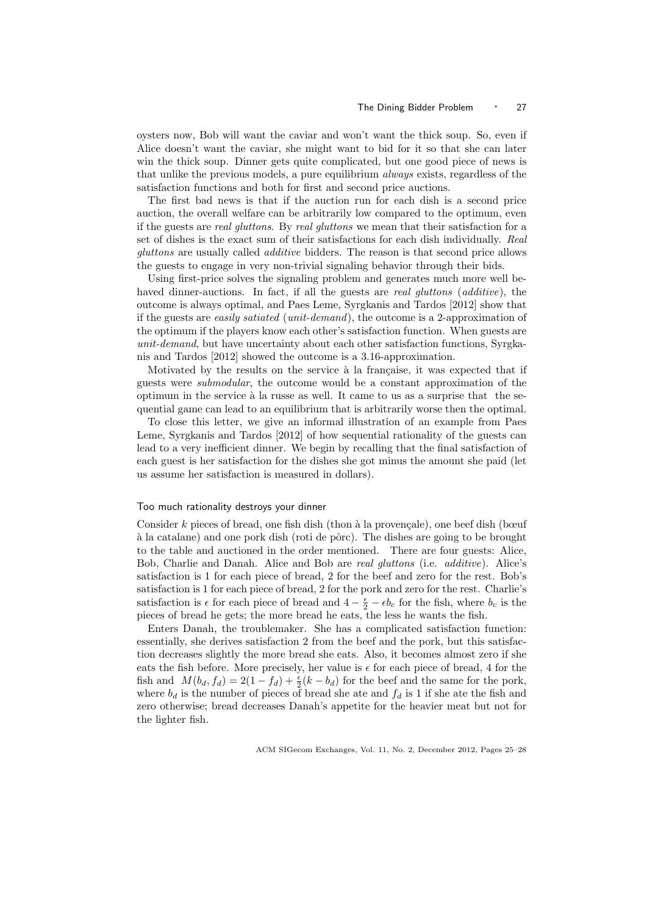oysters now, Bob will want the caviar and won't want the thick soup. So, even if Alice doesn't want the caviar, she might want to bid for it so that she can later win the thick soup. Dinner gets quite complicated, but one good piece of news is that unlike the previous models, a pure equilibrium *always* exists, regardless of the satisfaction functions and both for first and second price auctions.

The first bad news is that if the auction run for each dish is a second price auction, the overall welfare can be arbitrarily low compared to the optimum, even if the guests are *real gluttons*. By *real gluttons* we mean that their satisfaction for a set of dishes is the exact sum of their satisfactions for each dish individually. *Real gluttons* are usually called *additive* bidders. The reason is that second price allows the guests to engage in very non-trivial signaling behavior through their bids.

Using first-price solves the signaling problem and generates much more well behaved dinner-auctions. In fact, if all the guests are *real gluttons* (*additive*), the outcome is always optimal, and Paes Leme, Syrgkanis and Tardos [2012] show that if the guests are *easily satiated* (*unit-demand*), the outcome is a 2-approximation of the optimum if the players know each other's satisfaction function. When guests are *unit-demand*, but have uncertainty about each other satisfaction functions, Syrgkanis and Tardos [2012] showed the outcome is a 3.16-approximation.

Motivated by the results on the service à la française, it was expected that if guests were *submodular*, the outcome would be a constant approximation of the optimum in the service à la russe as well. It came to us as a surprise that the sequential game can lead to an equilibrium that is arbitrarily worse then the optimal.

To close this letter, we give an informal illustration of an example from Paes Leme, Syrgkanis and Tardos [2012] of how sequential rationality of the guests can lead to a very inefficient dinner. We begin by recalling that the final satisfaction of each guest is her satisfaction for the dishes she got minus the amount she paid (let us assume her satisfaction is measured in dollars).

### Too much rationality destroys your dinner

Consider $k$ pieces of bread, one fish dish (thon à la provençale), one beef dish (bœuf à la catalane) and one pork dish (roti de pôrc). The dishes are going to be brought to the table and auctioned in the order mentioned. There are four guests: Alice, Bob, Charlie and Danah. Alice and Bob are *real gluttons* (i.e. *additive*). Alice's satisfaction is 1 for each piece of bread, 2 for the beef and zero for the rest. Bob's satisfaction is 1 for each piece of bread, 2 for the pork and zero for the rest. Charlie's satisfaction is $\epsilon$ for each piece of bread and $4 - \frac{\epsilon}{2} - \epsilon b_c$ for the fish, where $b_c$ is the pieces of bread he gets; the more bread he eats, the less he wants the fish.

Enters Danah, the troublemaker. She has a complicated satisfaction function: essentially, she derives satisfaction 2 from the beef and the pork, but this satisfaction decreases slightly the more bread she eats. Also, it becomes almost zero if she eats the fish before. More precisely, her value is $\epsilon$ for each piece of bread, 4 for the fish and $M(b_d, f_d) = 2(1 - f_d) + \frac{\epsilon}{2}(k - b_d)$ for the beef and the same for the pork, where $b_d$ is the number of pieces of bread she ate and $f_d$ is 1 if she ate the fish and zero otherwise; bread decreases Danah's appetite for the heavier meat but not for the lighter fish.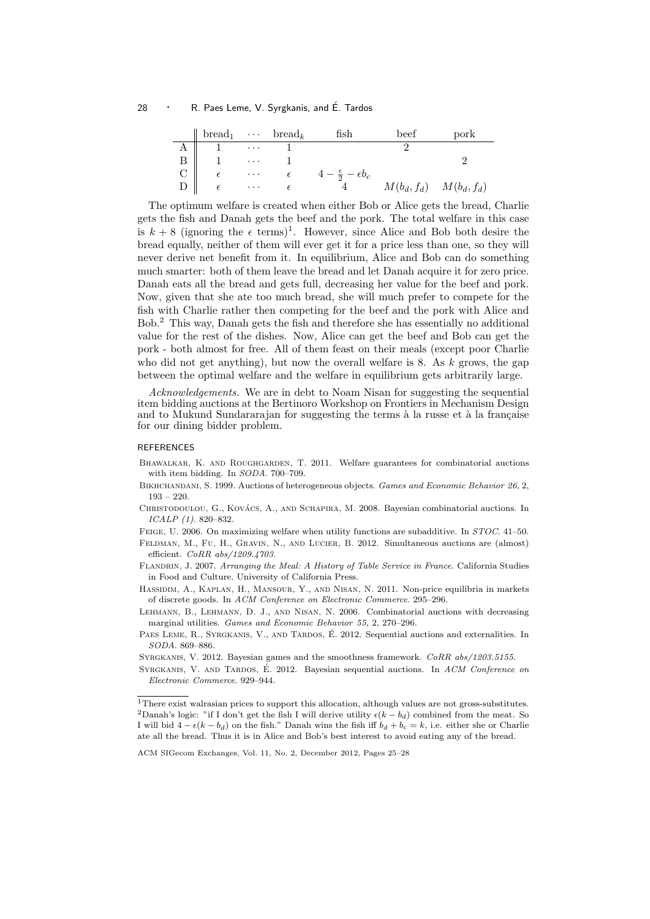| | $\text{bread}_1$ | $\cdots$ | $\text{bread}_k$ | fish | beef | pork |
|---|---|---|---|---|---|---|
| A | 1 | $\cdots$ | 1 | | 2 | |
| B | 1 | $\cdots$ | 1 | | | 2 |
| C | $\epsilon$ | $\cdots$ | $\epsilon$ | $4 - \frac{\epsilon}{2} - \epsilon b_c$ | | |
| D | $\epsilon$ | $\cdots$ | $\epsilon$ | 4 | $M(b_d, f_d)$ | $M(b_d, f_d)$ |

The optimum welfare is created when either Bob or Alice gets the bread, Charlie gets the fish and Danah gets the beef and the pork. The total welfare in this case is $k + 8$ (ignoring the $\epsilon$ terms)[1]. However, since Alice and Bob both desire the bread equally, neither of them will ever get it for a price less than one, so they will never derive net benefit from it. In equilibrium, Alice and Bob can do something much smarter: both of them leave the bread and let Danah acquire it for zero price. Danah eats all the bread and gets full, decreasing her value for the beef and pork. Now, given that she ate too much bread, she will much prefer to compete for the fish with Charlie rather then competing for the beef and the pork with Alice and Bob.[2] This way, Danah gets the fish and therefore she has essentially no additional value for the rest of the dishes. Now, Alice can get the beef and Bob can get the pork - both almost for free. All of them feast on their meals (except poor Charlie who did not get anything), but now the overall welfare is 8. As $k$ grows, the gap between the optimal welfare and the welfare in equilibrium gets arbitrarily large.

*Acknowledgements.* We are in debt to Noam Nisan for suggesting the sequential item bidding auctions at the Bertinoro Workshop on Frontiers in Mechanism Design and to Mukund Sundararajan for suggesting the terms à la russe et à la française for our dining bidder problem.

## REFERENCES

Bhawalkar, K. and Roughgarden, T. 2011. Welfare guarantees for combinatorial auctions with item bidding. In *SODA*. 700–709.

Bikhchandani, S. 1999. Auctions of heterogeneous objects. *Games and Economic Behavior 26,* 2, 193 – 220.

Christodoulou, G., Kovács, A., and Schapira, M. 2008. Bayesian combinatorial auctions. In *ICALP (1)*. 820–832.

Feige, U. 2006. On maximizing welfare when utility functions are subadditive. In *STOC*. 41–50.

Feldman, M., Fu, H., Gravin, N., and Lucier, B. 2012. Simultaneous auctions are (almost) efficient. *CoRR abs/1209.4703*.

Flandrin, J. 2007. *Arranging the Meal: A History of Table Service in France*. California Studies in Food and Culture. University of California Press.

Hassidim, A., Kaplan, H., Mansour, Y., and Nisan, N. 2011. Non-price equilibria in markets of discrete goods. In *ACM Conference on Electronic Commerce*. 295–296.

Lehmann, B., Lehmann, D. J., and Nisan, N. 2006. Combinatorial auctions with decreasing marginal utilities. *Games and Economic Behavior 55,* 2, 270–296.

Paes Leme, R., Syrgkanis, V., and Tardos, É. 2012. Sequential auctions and externalities. In *SODA*. 869–886.

Syrgkanis, V. 2012. Bayesian games and the smoothness framework. *CoRR abs/1203.5155*.

Syrgkanis, V. and Tardos, É. 2012. Bayesian sequential auctions. In *ACM Conference on Electronic Commerce*. 929–944.

---

[1] There exist walrasian prices to support this allocation, although values are not gross-substitutes.

[2] Danah's logic: "if I don't get the fish I will derive utility $\epsilon(k - b_d)$ combined from the meat. So I will bid $4 - \epsilon(k - b_d)$ on the fish." Danah wins the fish iff $b_d + b_c = k$, i.e. either she or Charlie ate all the bread. Thus it is in Alice and Bob's best interest to avoid eating any of the bread.